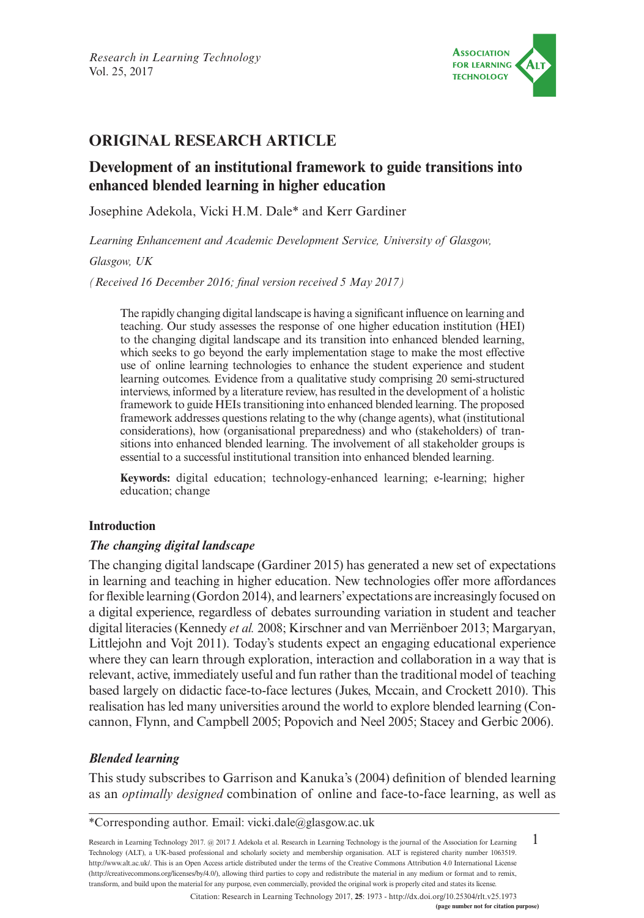ORIGINAL RESEARCH ARTICLE

# Development of an institutional framework to guide transitions into enhanced blended learning in higher education

Josephine Adekola, Vicki H.M. Dale* and Kerr Gardiner

*Learning Enhancement and Academic Development Service, University of Glasgow, Glasgow, UK*

*(Received 16 December 2016; final version received 5 May 2017)*

The rapidly changing digital landscape is having a significant influence on learning and teaching. Our study assesses the response of one higher education institution (HEI) to the changing digital landscape and its transition into enhanced blended learning, which seeks to go beyond the early implementation stage to make the most effective use of online learning technologies to enhance the student experience and student learning outcomes. Evidence from a qualitative study comprising 20 semi-structured interviews, informed by a literature review, has resulted in the development of a holistic framework to guide HEIs transitioning into enhanced blended learning. The proposed framework addresses questions relating to the why (change agents), what (institutional considerations), how (organisational preparedness) and who (stakeholders) of transitions into enhanced blended learning. The involvement of all stakeholder groups is essential to a successful institutional transition into enhanced blended learning.

**Keywords:** digital education; technology-enhanced learning; e-learning; higher education; change

## Introduction

### *The changing digital landscape*

The changing digital landscape (Gardiner 2015) has generated a new set of expectations in learning and teaching in higher education. New technologies offer more affordances for flexible learning (Gordon 2014), and learners' expectations are increasingly focused on a digital experience, regardless of debates surrounding variation in student and teacher digital literacies (Kennedy *et al.* 2008; Kirschner and van Merriënboer 2013; Margaryan, Littlejohn and Vojt 2011). Today's students expect an engaging educational experience where they can learn through exploration, interaction and collaboration in a way that is relevant, active, immediately useful and fun rather than the traditional model of teaching based largely on didactic face-to-face lectures (Jukes, Mccain, and Crockett 2010). This realisation has led many universities around the world to explore blended learning (Concannon, Flynn, and Campbell 2005; Popovich and Neel 2005; Stacey and Gerbic 2006).

### *Blended learning*

This study subscribes to Garrison and Kanuka's (2004) definition of blended learning as an *optimally designed* combination of online and face-to-face learning, as well as

*Corresponding author. Email: vicki.dale@glasgow.ac.uk

Research in Learning Technology 2017. @ 2017 J. Adekola et al. Research in Learning Technology is the journal of the Association for Learning Technology (ALT), a UK-based professional and scholarly society and membership organisation. ALT is registered charity number 1063519. http://www.alt.ac.uk/. This is an Open Access article distributed under the terms of the Creative Commons Attribution 4.0 International License (http://creativecommons.org/licenses/by/4.0/), allowing third parties to copy and redistribute the material in any medium or format and to remix, transform, and build upon the material for any purpose, even commercially, provided the original work is properly cited and states its license.

Citation: Research in Learning Technology 2017, **25**: 1973 - http://dx.doi.org/10.25304/rlt.v25.1973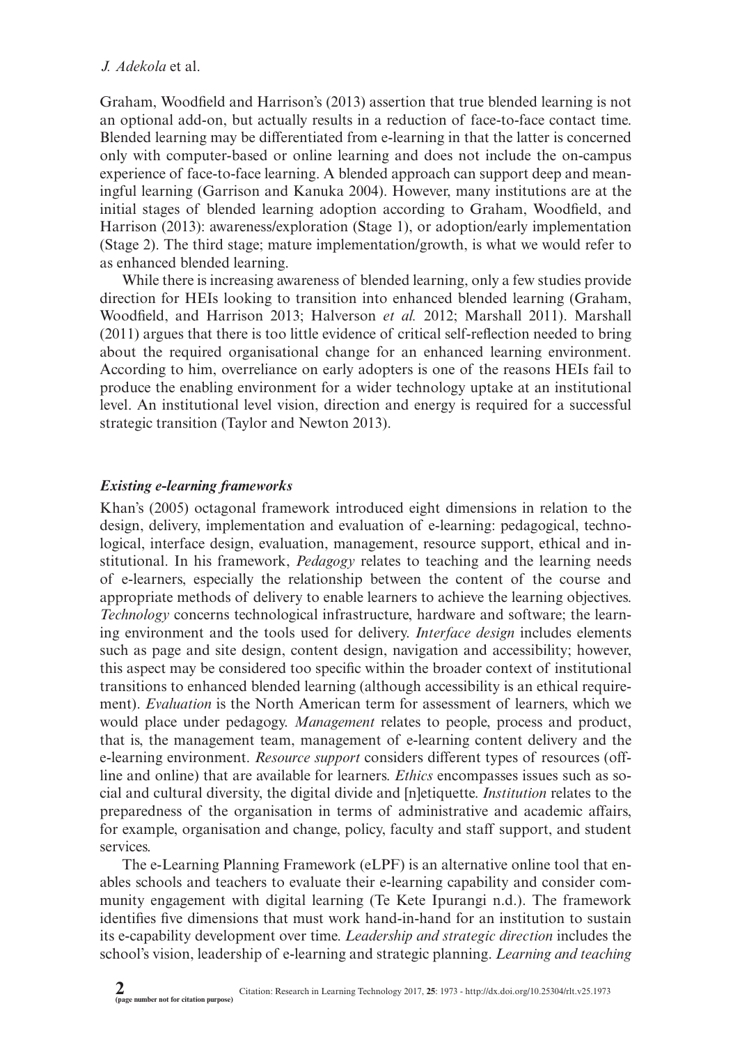Graham, Woodfield and Harrison's (2013) assertion that true blended learning is not an optional add-on, but actually results in a reduction of face-to-face contact time. Blended learning may be differentiated from e-learning in that the latter is concerned only with computer-based or online learning and does not include the on-campus experience of face-to-face learning. A blended approach can support deep and meaningful learning (Garrison and Kanuka 2004). However, many institutions are at the initial stages of blended learning adoption according to Graham, Woodfield, and Harrison (2013): awareness/exploration (Stage 1), or adoption/early implementation (Stage 2). The third stage; mature implementation/growth, is what we would refer to as enhanced blended learning.

While there is increasing awareness of blended learning, only a few studies provide direction for HEIs looking to transition into enhanced blended learning (Graham, Woodfield, and Harrison 2013; Halverson *et al.* 2012; Marshall 2011). Marshall (2011) argues that there is too little evidence of critical self-reflection needed to bring about the required organisational change for an enhanced learning environment. According to him, overreliance on early adopters is one of the reasons HEIs fail to produce the enabling environment for a wider technology uptake at an institutional level. An institutional level vision, direction and energy is required for a successful strategic transition (Taylor and Newton 2013).

### *Existing e-learning frameworks*

Khan's (2005) octagonal framework introduced eight dimensions in relation to the design, delivery, implementation and evaluation of e-learning: pedagogical, technological, interface design, evaluation, management, resource support, ethical and institutional. In his framework, *Pedagogy* relates to teaching and the learning needs of e-learners, especially the relationship between the content of the course and appropriate methods of delivery to enable learners to achieve the learning objectives. *Technology* concerns technological infrastructure, hardware and software; the learning environment and the tools used for delivery. *Interface design* includes elements such as page and site design, content design, navigation and accessibility; however, this aspect may be considered too specific within the broader context of institutional transitions to enhanced blended learning (although accessibility is an ethical requirement). *Evaluation* is the North American term for assessment of learners, which we would place under pedagogy. *Management* relates to people, process and product, that is, the management team, management of e-learning content delivery and the e-learning environment. *Resource support* considers different types of resources (offline and online) that are available for learners. *Ethics* encompasses issues such as social and cultural diversity, the digital divide and [n]etiquette. *Institution* relates to the preparedness of the organisation in terms of administrative and academic affairs, for example, organisation and change, policy, faculty and staff support, and student services.

The e-Learning Planning Framework (eLPF) is an alternative online tool that enables schools and teachers to evaluate their e-learning capability and consider community engagement with digital learning (Te Kete Ipurangi n.d.). The framework identifies five dimensions that must work hand-in-hand for an institution to sustain its e-capability development over time. *Leadership and strategic direction* includes the school's vision, leadership of e-learning and strategic planning. *Learning and teaching*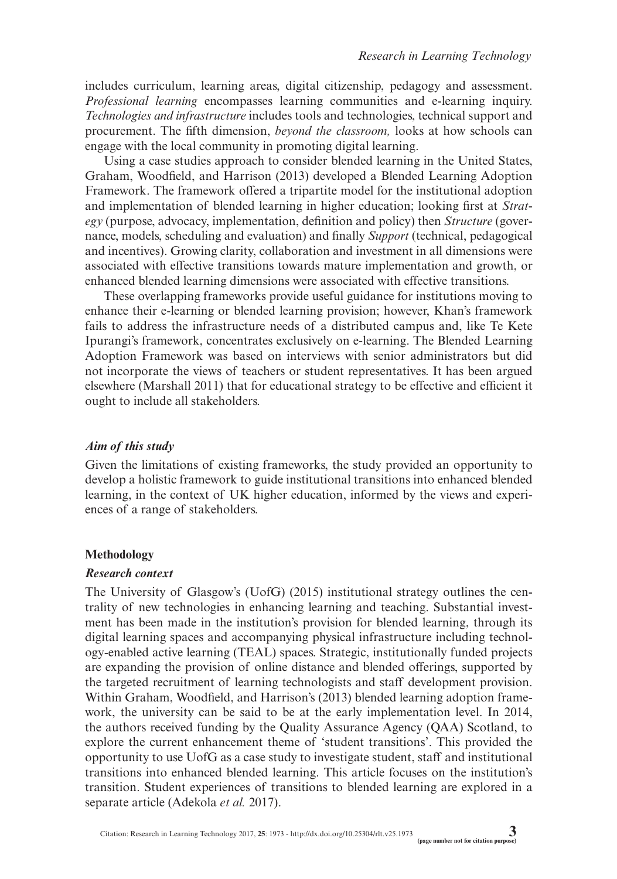includes curriculum, learning areas, digital citizenship, pedagogy and assessment. *Professional learning* encompasses learning communities and e-learning inquiry. *Technologies and infrastructure* includes tools and technologies, technical support and procurement. The fifth dimension, *beyond the classroom,* looks at how schools can engage with the local community in promoting digital learning.

Using a case studies approach to consider blended learning in the United States, Graham, Woodfield, and Harrison (2013) developed a Blended Learning Adoption Framework. The framework offered a tripartite model for the institutional adoption and implementation of blended learning in higher education; looking first at *Strategy* (purpose, advocacy, implementation, definition and policy) then *Structure* (governance, models, scheduling and evaluation) and finally *Support* (technical, pedagogical and incentives). Growing clarity, collaboration and investment in all dimensions were associated with effective transitions towards mature implementation and growth, or enhanced blended learning dimensions were associated with effective transitions.

These overlapping frameworks provide useful guidance for institutions moving to enhance their e-learning or blended learning provision; however, Khan's framework fails to address the infrastructure needs of a distributed campus and, like Te Kete Ipurangi's framework, concentrates exclusively on e-learning. The Blended Learning Adoption Framework was based on interviews with senior administrators but did not incorporate the views of teachers or student representatives. It has been argued elsewhere (Marshall 2011) that for educational strategy to be effective and efficient it ought to include all stakeholders.

### *Aim of this study*

Given the limitations of existing frameworks, the study provided an opportunity to develop a holistic framework to guide institutional transitions into enhanced blended learning, in the context of UK higher education, informed by the views and experiences of a range of stakeholders.

## Methodology

### *Research context*

The University of Glasgow's (UofG) (2015) institutional strategy outlines the centrality of new technologies in enhancing learning and teaching. Substantial investment has been made in the institution's provision for blended learning, through its digital learning spaces and accompanying physical infrastructure including technology-enabled active learning (TEAL) spaces. Strategic, institutionally funded projects are expanding the provision of online distance and blended offerings, supported by the targeted recruitment of learning technologists and staff development provision. Within Graham, Woodfield, and Harrison's (2013) blended learning adoption framework, the university can be said to be at the early implementation level. In 2014, the authors received funding by the Quality Assurance Agency (QAA) Scotland, to explore the current enhancement theme of 'student transitions'. This provided the opportunity to use UofG as a case study to investigate student, staff and institutional transitions into enhanced blended learning. This article focuses on the institution's transition. Student experiences of transitions to blended learning are explored in a separate article (Adekola *et al.* 2017).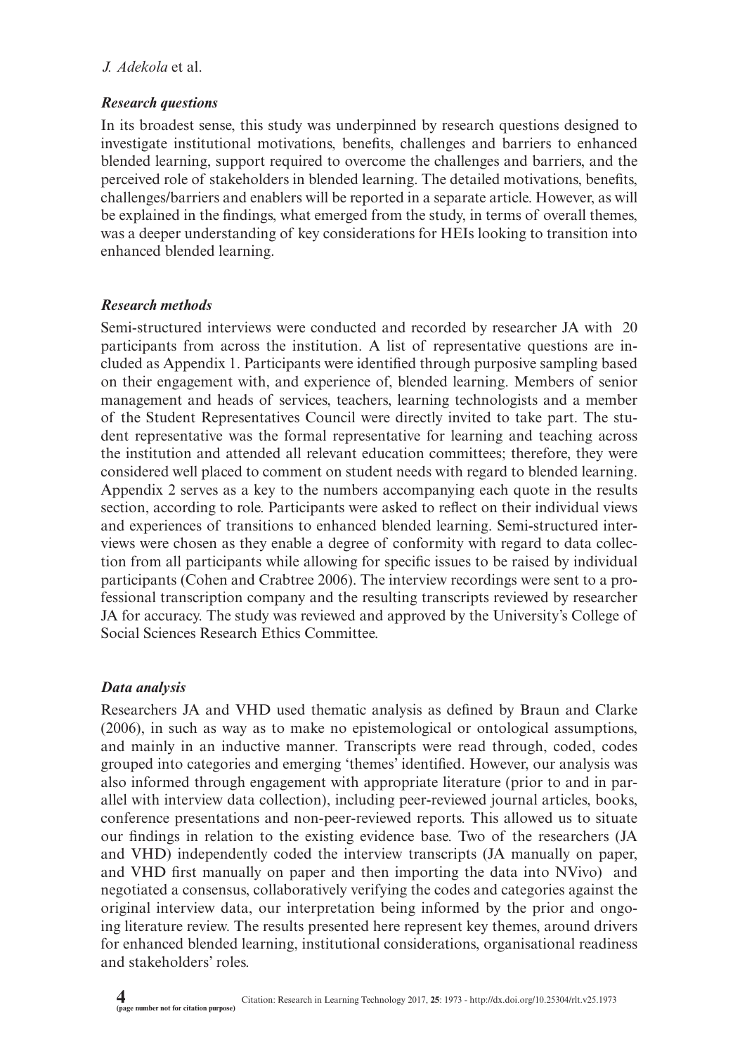### *Research questions*

In its broadest sense, this study was underpinned by research questions designed to investigate institutional motivations, benefits, challenges and barriers to enhanced blended learning, support required to overcome the challenges and barriers, and the perceived role of stakeholders in blended learning. The detailed motivations, benefits, challenges/barriers and enablers will be reported in a separate article. However, as will be explained in the findings, what emerged from the study, in terms of overall themes, was a deeper understanding of key considerations for HEIs looking to transition into enhanced blended learning.

### *Research methods*

Semi-structured interviews were conducted and recorded by researcher JA with 20 participants from across the institution. A list of representative questions are included as Appendix 1. Participants were identified through purposive sampling based on their engagement with, and experience of, blended learning. Members of senior management and heads of services, teachers, learning technologists and a member of the Student Representatives Council were directly invited to take part. The student representative was the formal representative for learning and teaching across the institution and attended all relevant education committees; therefore, they were considered well placed to comment on student needs with regard to blended learning. Appendix 2 serves as a key to the numbers accompanying each quote in the results section, according to role. Participants were asked to reflect on their individual views and experiences of transitions to enhanced blended learning. Semi-structured interviews were chosen as they enable a degree of conformity with regard to data collection from all participants while allowing for specific issues to be raised by individual participants (Cohen and Crabtree 2006). The interview recordings were sent to a professional transcription company and the resulting transcripts reviewed by researcher JA for accuracy. The study was reviewed and approved by the University's College of Social Sciences Research Ethics Committee.

### *Data analysis*

Researchers JA and VHD used thematic analysis as defined by Braun and Clarke (2006), in such as way as to make no epistemological or ontological assumptions, and mainly in an inductive manner. Transcripts were read through, coded, codes grouped into categories and emerging 'themes' identified. However, our analysis was also informed through engagement with appropriate literature (prior to and in parallel with interview data collection), including peer-reviewed journal articles, books, conference presentations and non-peer-reviewed reports. This allowed us to situate our findings in relation to the existing evidence base. Two of the researchers (JA and VHD) independently coded the interview transcripts (JA manually on paper, and VHD first manually on paper and then importing the data into NVivo) and negotiated a consensus, collaboratively verifying the codes and categories against the original interview data, our interpretation being informed by the prior and ongoing literature review. The results presented here represent key themes, around drivers for enhanced blended learning, institutional considerations, organisational readiness and stakeholders' roles.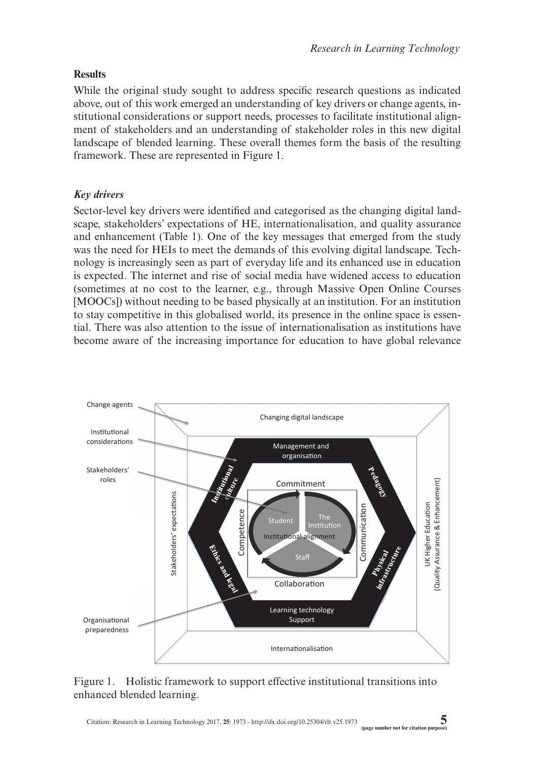## Results

While the original study sought to address specific research questions as indicated above, out of this work emerged an understanding of key drivers or change agents, institutional considerations or support needs, processes to facilitate institutional alignment of stakeholders and an understanding of stakeholder roles in this new digital landscape of blended learning. These overall themes form the basis of the resulting framework. These are represented in Figure 1.

### *Key drivers*

Sector-level key drivers were identified and categorised as the changing digital landscape, stakeholders' expectations of HE, internationalisation, and quality assurance and enhancement (Table 1). One of the key messages that emerged from the study was the need for HEIs to meet the demands of this evolving digital landscape. Technology is increasingly seen as part of everyday life and its enhanced use in education is expected. The internet and rise of social media have widened access to education (sometimes at no cost to the learner, e.g., through Massive Open Online Courses [MOOCs]) without needing to be based physically at an institution. For an institution to stay competitive in this globalised world, its presence in the online space is essential. There was also attention to the issue of internationalisation as institutions have become aware of the increasing importance for education to have global relevance

Figure 1. Holistic framework to support effective institutional transitions into enhanced blended learning.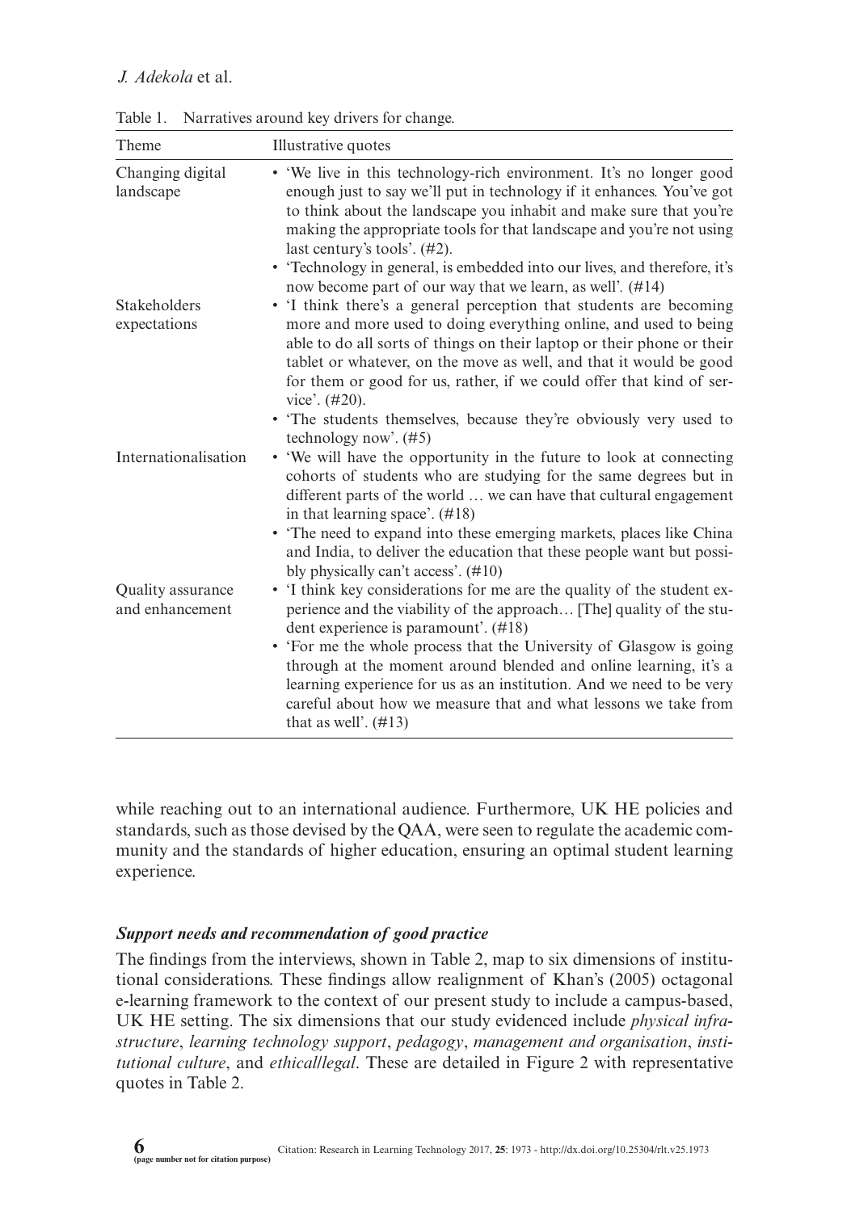Table 1. Narratives around key drivers for change.

| Theme | Illustrative quotes |
|---|---|
| Changing digital landscape | • 'We live in this technology-rich environment. It's no longer good enough just to say we'll put in technology if it enhances. You've got to think about the landscape you inhabit and make sure that you're making the appropriate tools for that landscape and you're not using last century's tools'. (#2). • 'Technology in general, is embedded into our lives, and therefore, it's now become part of our way that we learn, as well'. (#14) |
| Stakeholders expectations | • 'I think there's a general perception that students are becoming more and more used to doing everything online, and used to being able to do all sorts of things on their laptop or their phone or their tablet or whatever, on the move as well, and that it would be good for them or good for us, rather, if we could offer that kind of service'. (#20). • 'The students themselves, because they're obviously very used to technology now'. (#5) |
| Internationalisation | • 'We will have the opportunity in the future to look at connecting cohorts of students who are studying for the same degrees but in different parts of the world … we can have that cultural engagement in that learning space'. (#18) • 'The need to expand into these emerging markets, places like China and India, to deliver the education that these people want but possibly physically can't access'. (#10) |
| Quality assurance and enhancement | • 'I think key considerations for me are the quality of the student experience and the viability of the approach… [The] quality of the student experience is paramount'. (#18) • 'For me the whole process that the University of Glasgow is going through at the moment around blended and online learning, it's a learning experience for us as an institution. And we need to be very careful about how we measure that and what lessons we take from that as well'. (#13) |

while reaching out to an international audience. Furthermore, UK HE policies and standards, such as those devised by the QAA, were seen to regulate the academic community and the standards of higher education, ensuring an optimal student learning experience.

### *Support needs and recommendation of good practice*

The findings from the interviews, shown in Table 2, map to six dimensions of institutional considerations. These findings allow realignment of Khan's (2005) octagonal e-learning framework to the context of our present study to include a campus-based, UK HE setting. The six dimensions that our study evidenced include *physical infrastructure*, *learning technology support*, *pedagogy*, *management and organisation*, *institutional culture*, and *ethical/legal*. These are detailed in Figure 2 with representative quotes in Table 2.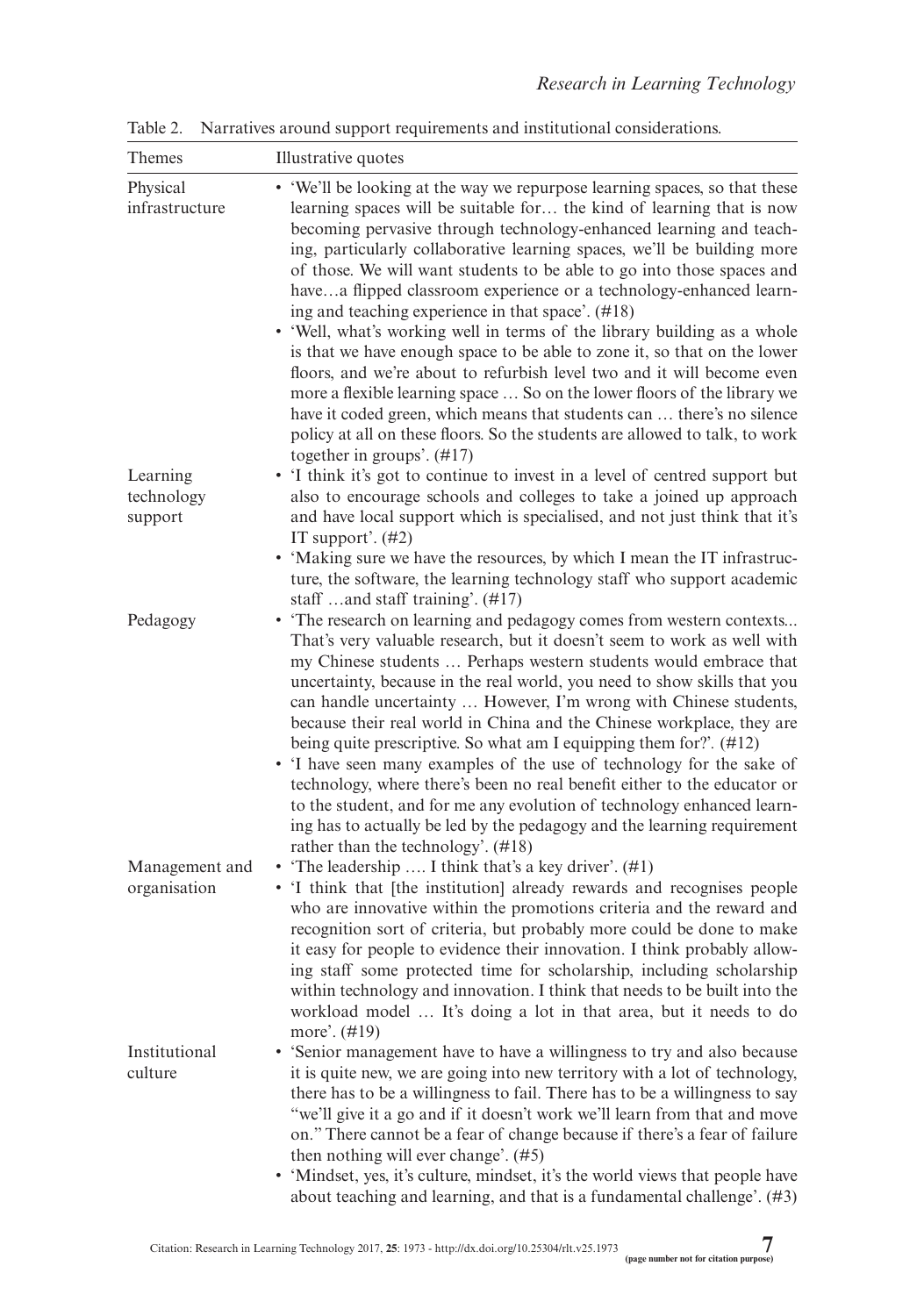Table 2. Narratives around support requirements and institutional considerations.

| Themes | Illustrative quotes |
|---|---|
| Physical infrastructure | • 'We'll be looking at the way we repurpose learning spaces, so that these learning spaces will be suitable for… the kind of learning that is now becoming pervasive through technology-enhanced learning and teaching, particularly collaborative learning spaces, we'll be building more of those. We will want students to be able to go into those spaces and have…a flipped classroom experience or a technology-enhanced learning and teaching experience in that space'. (#18)<br>• 'Well, what's working well in terms of the library building as a whole is that we have enough space to be able to zone it, so that on the lower floors, and we're about to refurbish level two and it will become even more a flexible learning space … So on the lower floors of the library we have it coded green, which means that students can … there's no silence policy at all on these floors. So the students are allowed to talk, to work together in groups'. (#17) |
| Learning technology support | • 'I think it's got to continue to invest in a level of centred support but also to encourage schools and colleges to take a joined up approach and have local support which is specialised, and not just think that it's IT support'. (#2)<br>• 'Making sure we have the resources, by which I mean the IT infrastructure, the software, the learning technology staff who support academic staff …and staff training'. (#17) |
| Pedagogy | • 'The research on learning and pedagogy comes from western contexts... That's very valuable research, but it doesn't seem to work as well with my Chinese students … Perhaps western students would embrace that uncertainty, because in the real world, you need to show skills that you can handle uncertainty … However, I'm wrong with Chinese students, because their real world in China and the Chinese workplace, they are being quite prescriptive. So what am I equipping them for?'. (#12)<br>• 'I have seen many examples of the use of technology for the sake of technology, where there's been no real benefit either to the educator or to the student, and for me any evolution of technology enhanced learning has to actually be led by the pedagogy and the learning requirement rather than the technology'. (#18) |
| Management and organisation | • 'The leadership …. I think that's a key driver'. (#1)<br>• 'I think that [the institution] already rewards and recognises people who are innovative within the promotions criteria and the reward and recognition sort of criteria, but probably more could be done to make it easy for people to evidence their innovation. I think probably allowing staff some protected time for scholarship, including scholarship within technology and innovation. I think that needs to be built into the workload model … It's doing a lot in that area, but it needs to do more'. (#19) |
| Institutional culture | • 'Senior management have to have a willingness to try and also because it is quite new, we are going into new territory with a lot of technology, there has to be a willingness to fail. There has to be a willingness to say "we'll give it a go and if it doesn't work we'll learn from that and move on." There cannot be a fear of change because if there's a fear of failure then nothing will ever change'. (#5)<br>• 'Mindset, yes, it's culture, mindset, it's the world views that people have about teaching and learning, and that is a fundamental challenge'. (#3) |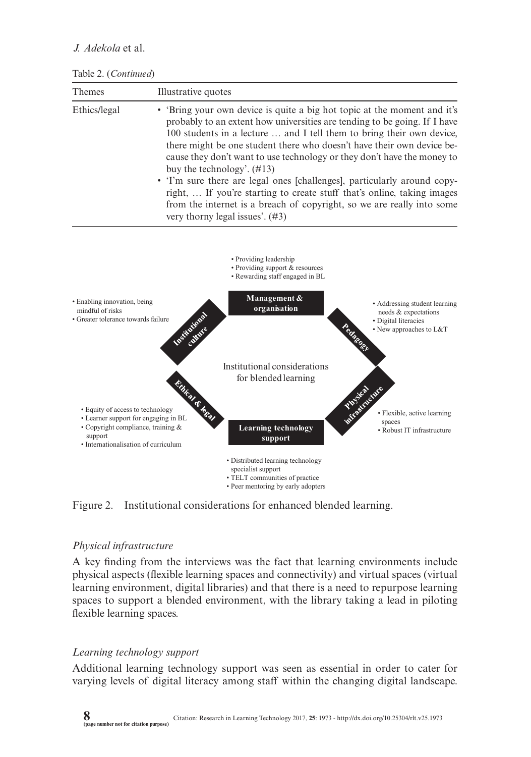Table 2. (*Continued*)

| Themes | Illustrative quotes |
|---|---|
| Ethics/legal | • 'Bring your own device is quite a big hot topic at the moment and it's probably to an extent how universities are tending to be going. If I have 100 students in a lecture … and I tell them to bring their own device, there might be one student there who doesn't have their own device because they don't want to use technology or they don't have the money to buy the technology'. (#13) <br> • 'I'm sure there are legal ones [challenges], particularly around copyright, … If you're starting to create stuff that's online, taking images from the internet is a breach of copyright, so we are really into some very thorny legal issues'. (#3) |

Institutional considerations for blended learning

**Management & organisation**
- Providing leadership
- Providing support & resources
- Rewarding staff engaged in BL

**Pedagogy**
- Addressing student learning needs & expectations
- Digital literacies
- New approaches to L&T

**Physical infrastructure**
- Flexible, active learning spaces
- Robust IT infrastructure

**Learning technology support**
- Distributed learning technology specialist support
- TELT communities of practice
- Peer mentoring by early adopters

**Ethical & legal**
- Equity of access to technology
- Learner support for engaging in BL
- Copyright compliance, training & support
- Internationalisation of curriculum

**Institutional culture**
- Enabling innovation, being mindful of risks
- Greater tolerance towards failure

Figure 2. Institutional considerations for enhanced blended learning.

### *Physical infrastructure*

A key finding from the interviews was the fact that learning environments include physical aspects (flexible learning spaces and connectivity) and virtual spaces (virtual learning environment, digital libraries) and that there is a need to repurpose learning spaces to support a blended environment, with the library taking a lead in piloting flexible learning spaces.

### *Learning technology support*

Additional learning technology support was seen as essential in order to cater for varying levels of digital literacy among staff within the changing digital landscape.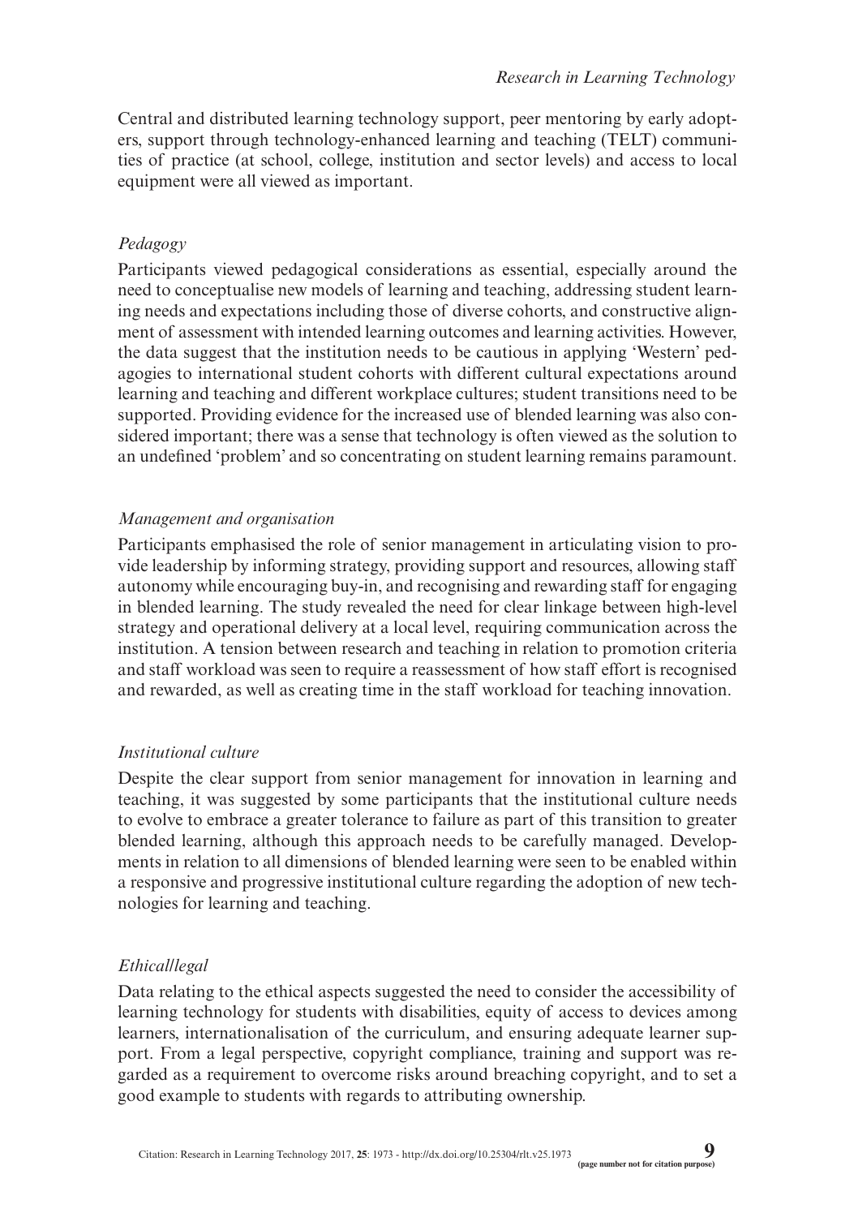Central and distributed learning technology support, peer mentoring by early adopters, support through technology-enhanced learning and teaching (TELT) communities of practice (at school, college, institution and sector levels) and access to local equipment were all viewed as important.

### *Pedagogy*

Participants viewed pedagogical considerations as essential, especially around the need to conceptualise new models of learning and teaching, addressing student learning needs and expectations including those of diverse cohorts, and constructive alignment of assessment with intended learning outcomes and learning activities. However, the data suggest that the institution needs to be cautious in applying 'Western' pedagogies to international student cohorts with different cultural expectations around learning and teaching and different workplace cultures; student transitions need to be supported. Providing evidence for the increased use of blended learning was also considered important; there was a sense that technology is often viewed as the solution to an undefined 'problem' and so concentrating on student learning remains paramount.

### *Management and organisation*

Participants emphasised the role of senior management in articulating vision to provide leadership by informing strategy, providing support and resources, allowing staff autonomy while encouraging buy-in, and recognising and rewarding staff for engaging in blended learning. The study revealed the need for clear linkage between high-level strategy and operational delivery at a local level, requiring communication across the institution. A tension between research and teaching in relation to promotion criteria and staff workload was seen to require a reassessment of how staff effort is recognised and rewarded, as well as creating time in the staff workload for teaching innovation.

### *Institutional culture*

Despite the clear support from senior management for innovation in learning and teaching, it was suggested by some participants that the institutional culture needs to evolve to embrace a greater tolerance to failure as part of this transition to greater blended learning, although this approach needs to be carefully managed. Developments in relation to all dimensions of blended learning were seen to be enabled within a responsive and progressive institutional culture regarding the adoption of new technologies for learning and teaching.

### *Ethical/legal*

Data relating to the ethical aspects suggested the need to consider the accessibility of learning technology for students with disabilities, equity of access to devices among learners, internationalisation of the curriculum, and ensuring adequate learner support. From a legal perspective, copyright compliance, training and support was regarded as a requirement to overcome risks around breaching copyright, and to set a good example to students with regards to attributing ownership.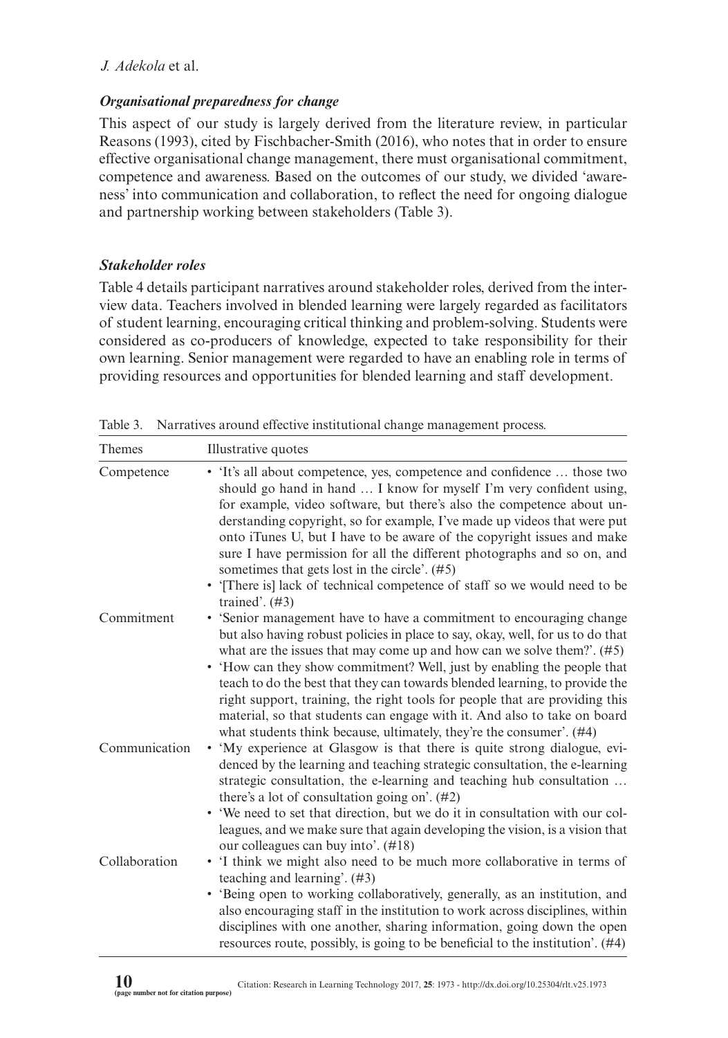### *Organisational preparedness for change*

This aspect of our study is largely derived from the literature review, in particular Reasons (1993), cited by Fischbacher-Smith (2016), who notes that in order to ensure effective organisational change management, there must organisational commitment, competence and awareness. Based on the outcomes of our study, we divided 'awareness' into communication and collaboration, to reflect the need for ongoing dialogue and partnership working between stakeholders (Table 3).

### *Stakeholder roles*

Table 4 details participant narratives around stakeholder roles, derived from the interview data. Teachers involved in blended learning were largely regarded as facilitators of student learning, encouraging critical thinking and problem-solving. Students were considered as co-producers of knowledge, expected to take responsibility for their own learning. Senior management were regarded to have an enabling role in terms of providing resources and opportunities for blended learning and staff development.

Table 3. Narratives around effective institutional change management process.

| Themes | Illustrative quotes |
|---|---|
| Competence | • 'It's all about competence, yes, competence and confidence … those two should go hand in hand … I know for myself I'm very confident using, for example, video software, but there's also the competence about understanding copyright, so for example, I've made up videos that were put onto iTunes U, but I have to be aware of the copyright issues and make sure I have permission for all the different photographs and so on, and sometimes that gets lost in the circle'. (#5)<br>• '[There is] lack of technical competence of staff so we would need to be trained'. (#3) |
| Commitment | • 'Senior management have to have a commitment to encouraging change but also having robust policies in place to say, okay, well, for us to do that what are the issues that may come up and how can we solve them?'. (#5)<br>• 'How can they show commitment? Well, just by enabling the people that teach to do the best that they can towards blended learning, to provide the right support, training, the right tools for people that are providing this material, so that students can engage with it. And also to take on board what students think because, ultimately, they're the consumer'. (#4) |
| Communication | • 'My experience at Glasgow is that there is quite strong dialogue, evidenced by the learning and teaching strategic consultation, the e-learning strategic consultation, the e-learning and teaching hub consultation … there's a lot of consultation going on'. (#2)<br>• 'We need to set that direction, but we do it in consultation with our colleagues, and we make sure that again developing the vision, is a vision that our colleagues can buy into'. (#18) |
| Collaboration | • 'I think we might also need to be much more collaborative in terms of teaching and learning'. (#3)<br>• 'Being open to working collaboratively, generally, as an institution, and also encouraging staff in the institution to work across disciplines, within disciplines with one another, sharing information, going down the open resources route, possibly, is going to be beneficial to the institution'. (#4) |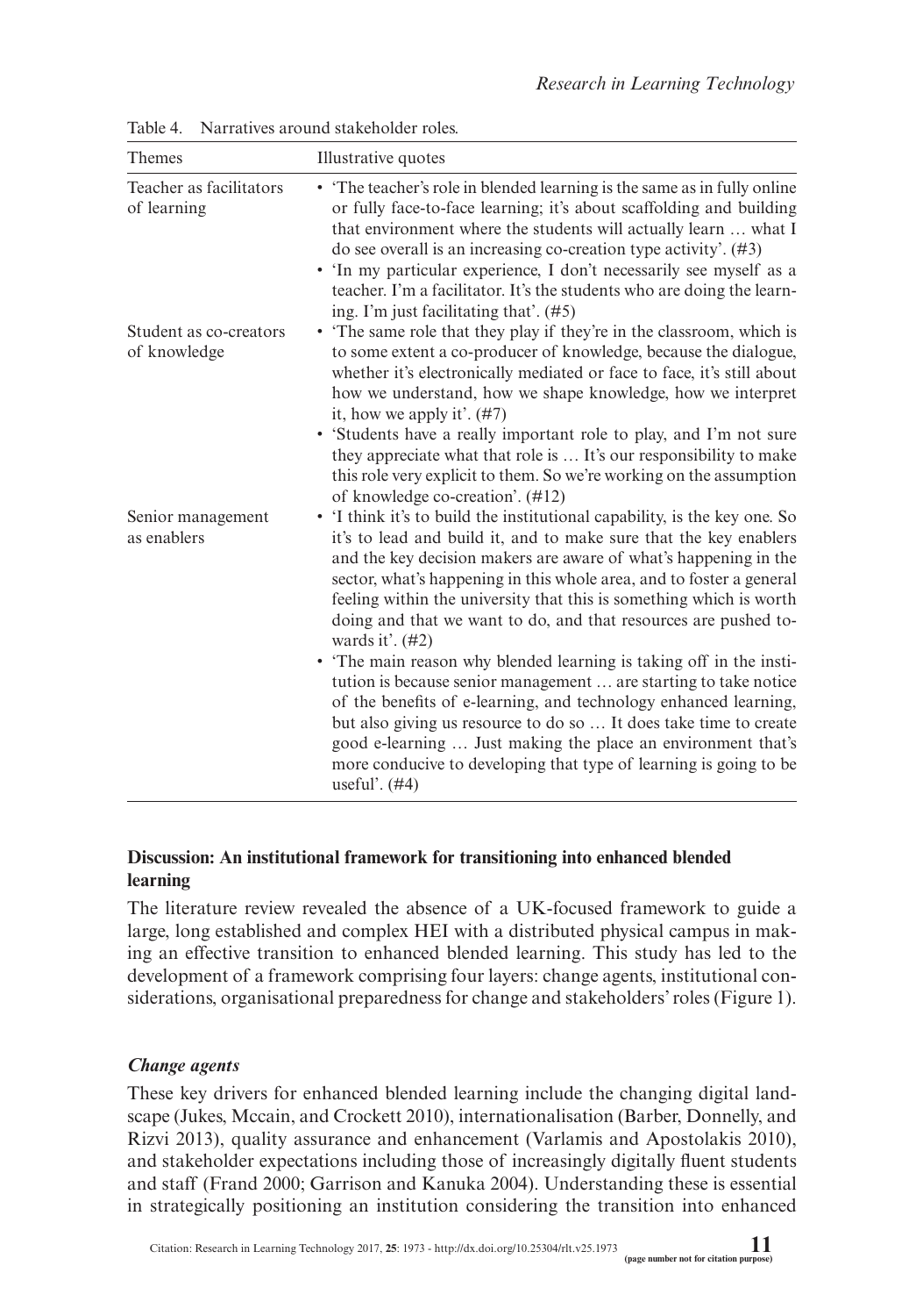Table 4. Narratives around stakeholder roles.

| Themes | Illustrative quotes |
|---|---|
| Teacher as facilitators of learning | • 'The teacher's role in blended learning is the same as in fully online or fully face-to-face learning; it's about scaffolding and building that environment where the students will actually learn … what I do see overall is an increasing co-creation type activity'. (#3)<br>• 'In my particular experience, I don't necessarily see myself as a teacher. I'm a facilitator. It's the students who are doing the learning. I'm just facilitating that'. (#5) |
| Student as co-creators of knowledge | • 'The same role that they play if they're in the classroom, which is to some extent a co-producer of knowledge, because the dialogue, whether it's electronically mediated or face to face, it's still about how we understand, how we shape knowledge, how we interpret it, how we apply it'. (#7)<br>• 'Students have a really important role to play, and I'm not sure they appreciate what that role is … It's our responsibility to make this role very explicit to them. So we're working on the assumption of knowledge co-creation'. (#12) |
| Senior management as enablers | • 'I think it's to build the institutional capability, is the key one. So it's to lead and build it, and to make sure that the key enablers and the key decision makers are aware of what's happening in the sector, what's happening in this whole area, and to foster a general feeling within the university that this is something which is worth doing and that we want to do, and that resources are pushed towards it'. (#2)<br>• 'The main reason why blended learning is taking off in the institution is because senior management … are starting to take notice of the benefits of e-learning, and technology enhanced learning, but also giving us resource to do so … It does take time to create good e-learning … Just making the place an environment that's more conducive to developing that type of learning is going to be useful'. (#4) |

## Discussion: An institutional framework for transitioning into enhanced blended learning

The literature review revealed the absence of a UK-focused framework to guide a large, long established and complex HEI with a distributed physical campus in making an effective transition to enhanced blended learning. This study has led to the development of a framework comprising four layers: change agents, institutional considerations, organisational preparedness for change and stakeholders' roles (Figure 1).

### *Change agents*

These key drivers for enhanced blended learning include the changing digital landscape (Jukes, Mccain, and Crockett 2010), internationalisation (Barber, Donnelly, and Rizvi 2013), quality assurance and enhancement (Varlamis and Apostolakis 2010), and stakeholder expectations including those of increasingly digitally fluent students and staff (Frand 2000; Garrison and Kanuka 2004). Understanding these is essential in strategically positioning an institution considering the transition into enhanced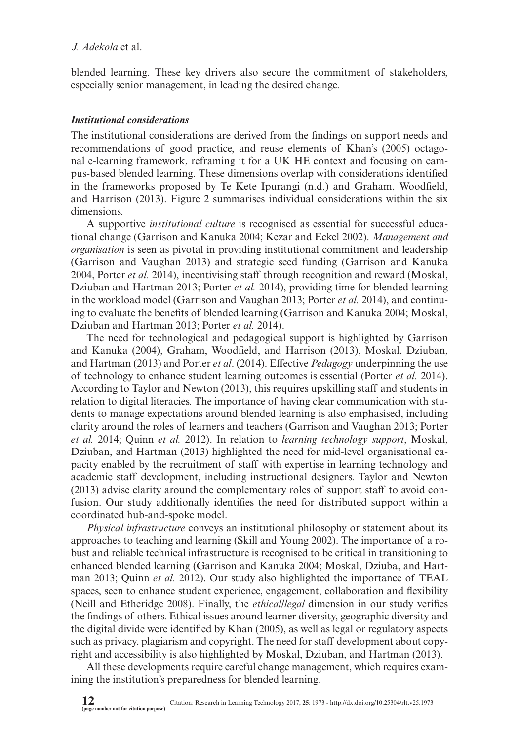blended learning. These key drivers also secure the commitment of stakeholders, especially senior management, in leading the desired change.

### *Institutional considerations*

The institutional considerations are derived from the findings on support needs and recommendations of good practice, and reuse elements of Khan's (2005) octagonal e-learning framework, reframing it for a UK HE context and focusing on campus-based blended learning. These dimensions overlap with considerations identified in the frameworks proposed by Te Kete Ipurangi (n.d.) and Graham, Woodfield, and Harrison (2013). Figure 2 summarises individual considerations within the six dimensions.

A supportive *institutional culture* is recognised as essential for successful educational change (Garrison and Kanuka 2004; Kezar and Eckel 2002). *Management and organisation* is seen as pivotal in providing institutional commitment and leadership (Garrison and Vaughan 2013) and strategic seed funding (Garrison and Kanuka 2004, Porter *et al.* 2014), incentivising staff through recognition and reward (Moskal, Dziuban and Hartman 2013; Porter *et al.* 2014), providing time for blended learning in the workload model (Garrison and Vaughan 2013; Porter *et al.* 2014), and continuing to evaluate the benefits of blended learning (Garrison and Kanuka 2004; Moskal, Dziuban and Hartman 2013; Porter *et al.* 2014).

The need for technological and pedagogical support is highlighted by Garrison and Kanuka (2004), Graham, Woodfield, and Harrison (2013), Moskal, Dziuban, and Hartman (2013) and Porter *et al*. (2014). Effective *Pedagogy* underpinning the use of technology to enhance student learning outcomes is essential (Porter *et al.* 2014). According to Taylor and Newton (2013), this requires upskilling staff and students in relation to digital literacies. The importance of having clear communication with students to manage expectations around blended learning is also emphasised, including clarity around the roles of learners and teachers (Garrison and Vaughan 2013; Porter *et al.* 2014; Quinn *et al.* 2012). In relation to *learning technology support*, Moskal, Dziuban, and Hartman (2013) highlighted the need for mid-level organisational capacity enabled by the recruitment of staff with expertise in learning technology and academic staff development, including instructional designers. Taylor and Newton (2013) advise clarity around the complementary roles of support staff to avoid confusion. Our study additionally identifies the need for distributed support within a coordinated hub-and-spoke model.

*Physical infrastructure* conveys an institutional philosophy or statement about its approaches to teaching and learning (Skill and Young 2002). The importance of a robust and reliable technical infrastructure is recognised to be critical in transitioning to enhanced blended learning (Garrison and Kanuka 2004; Moskal, Dziuba, and Hartman 2013; Quinn *et al.* 2012). Our study also highlighted the importance of TEAL spaces, seen to enhance student experience, engagement, collaboration and flexibility (Neill and Etheridge 2008). Finally, the *ethical/legal* dimension in our study verifies the findings of others. Ethical issues around learner diversity, geographic diversity and the digital divide were identified by Khan (2005), as well as legal or regulatory aspects such as privacy, plagiarism and copyright. The need for staff development about copyright and accessibility is also highlighted by Moskal, Dziuban, and Hartman (2013).

All these developments require careful change management, which requires examining the institution's preparedness for blended learning.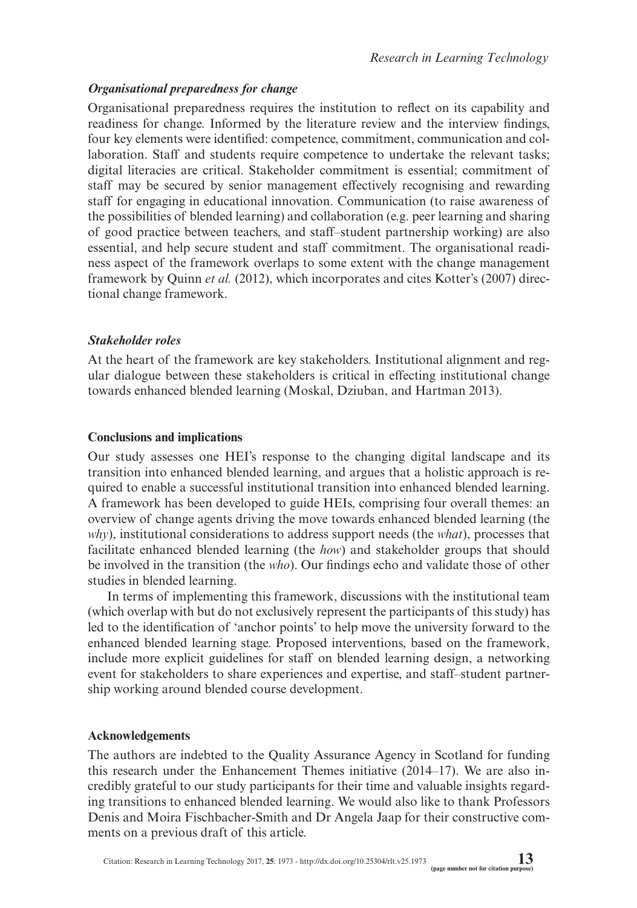### *Organisational preparedness for change*

Organisational preparedness requires the institution to reflect on its capability and readiness for change. Informed by the literature review and the interview findings, four key elements were identified: competence, commitment, communication and collaboration. Staff and students require competence to undertake the relevant tasks; digital literacies are critical. Stakeholder commitment is essential; commitment of staff may be secured by senior management effectively recognising and rewarding staff for engaging in educational innovation. Communication (to raise awareness of the possibilities of blended learning) and collaboration (e.g. peer learning and sharing of good practice between teachers, and staff–student partnership working) are also essential, and help secure student and staff commitment. The organisational readiness aspect of the framework overlaps to some extent with the change management framework by Quinn *et al.* (2012), which incorporates and cites Kotter's (2007) directional change framework.

### *Stakeholder roles*

At the heart of the framework are key stakeholders. Institutional alignment and regular dialogue between these stakeholders is critical in effecting institutional change towards enhanced blended learning (Moskal, Dziuban, and Hartman 2013).

## Conclusions and implications

Our study assesses one HEI's response to the changing digital landscape and its transition into enhanced blended learning, and argues that a holistic approach is required to enable a successful institutional transition into enhanced blended learning. A framework has been developed to guide HEIs, comprising four overall themes: an overview of change agents driving the move towards enhanced blended learning (the *why*), institutional considerations to address support needs (the *what*), processes that facilitate enhanced blended learning (the *how*) and stakeholder groups that should be involved in the transition (the *who*). Our findings echo and validate those of other studies in blended learning.

In terms of implementing this framework, discussions with the institutional team (which overlap with but do not exclusively represent the participants of this study) has led to the identification of 'anchor points' to help move the university forward to the enhanced blended learning stage. Proposed interventions, based on the framework, include more explicit guidelines for staff on blended learning design, a networking event for stakeholders to share experiences and expertise, and staff–student partnership working around blended course development.

## Acknowledgements

The authors are indebted to the Quality Assurance Agency in Scotland for funding this research under the Enhancement Themes initiative (2014–17). We are also incredibly grateful to our study participants for their time and valuable insights regarding transitions to enhanced blended learning. We would also like to thank Professors Denis and Moira Fischbacher-Smith and Dr Angela Jaap for their constructive comments on a previous draft of this article.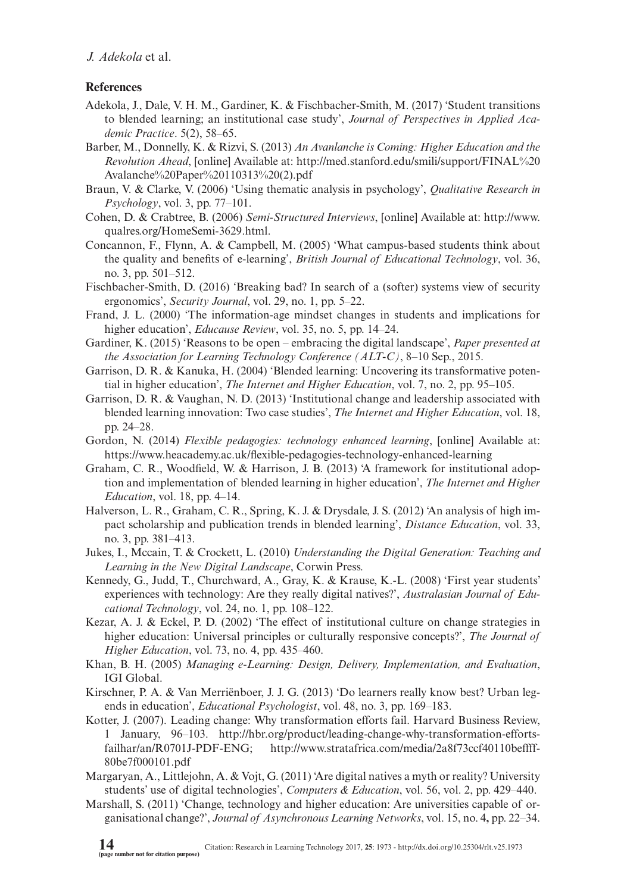## References

Adekola, J., Dale, V. H. M., Gardiner, K. & Fischbacher-Smith, M. (2017) 'Student transitions to blended learning; an institutional case study', *Journal of Perspectives in Applied Academic Practice*. 5(2), 58–65.

Barber, M., Donnelly, K. & Rizvi, S. (2013) *An Avanlanche is Coming: Higher Education and the Revolution Ahead*, [online] Available at: http://med.stanford.edu/smili/support/FINAL%20Avalanche%20Paper%20110313%20(2).pdf

Braun, V. & Clarke, V. (2006) 'Using thematic analysis in psychology', *Qualitative Research in Psychology*, vol. 3, pp. 77–101.

Cohen, D. & Crabtree, B. (2006) *Semi-Structured Interviews*, [online] Available at: http://www.qualres.org/HomeSemi-3629.html.

Concannon, F., Flynn, A. & Campbell, M. (2005) 'What campus-based students think about the quality and benefits of e-learning', *British Journal of Educational Technology*, vol. 36, no. 3, pp. 501–512.

Fischbacher-Smith, D. (2016) 'Breaking bad? In search of a (softer) systems view of security ergonomics', *Security Journal*, vol. 29, no. 1, pp. 5–22.

Frand, J. L. (2000) 'The information-age mindset changes in students and implications for higher education', *Educause Review*, vol. 35, no. 5, pp. 14–24.

Gardiner, K. (2015) 'Reasons to be open – embracing the digital landscape', *Paper presented at the Association for Learning Technology Conference (ALT-C)*, 8–10 Sep., 2015.

Garrison, D. R. & Kanuka, H. (2004) 'Blended learning: Uncovering its transformative potential in higher education', *The Internet and Higher Education*, vol. 7, no. 2, pp. 95–105.

Garrison, D. R. & Vaughan, N. D. (2013) 'Institutional change and leadership associated with blended learning innovation: Two case studies', *The Internet and Higher Education*, vol. 18, pp. 24–28.

Gordon, N. (2014) *Flexible pedagogies: technology enhanced learning*, [online] Available at: https://www.heacademy.ac.uk/flexible-pedagogies-technology-enhanced-learning

Graham, C. R., Woodfield, W. & Harrison, J. B. (2013) 'A framework for institutional adoption and implementation of blended learning in higher education', *The Internet and Higher Education*, vol. 18, pp. 4–14.

Halverson, L. R., Graham, C. R., Spring, K. J. & Drysdale, J. S. (2012) 'An analysis of high impact scholarship and publication trends in blended learning', *Distance Education*, vol. 33, no. 3, pp. 381–413.

Jukes, I., Mccain, T. & Crockett, L. (2010) *Understanding the Digital Generation: Teaching and Learning in the New Digital Landscape*, Corwin Press.

Kennedy, G., Judd, T., Churchward, A., Gray, K. & Krause, K.-L. (2008) 'First year students' experiences with technology: Are they really digital natives?', *Australasian Journal of Educational Technology*, vol. 24, no. 1, pp. 108–122.

Kezar, A. J. & Eckel, P. D. (2002) 'The effect of institutional culture on change strategies in higher education: Universal principles or culturally responsive concepts?', *The Journal of Higher Education*, vol. 73, no. 4, pp. 435–460.

Khan, B. H. (2005) *Managing e-Learning: Design, Delivery, Implementation, and Evaluation*, IGI Global.

Kirschner, P. A. & Van Merriënboer, J. J. G. (2013) 'Do learners really know best? Urban legends in education', *Educational Psychologist*, vol. 48, no. 3, pp. 169–183.

Kotter, J. (2007). Leading change: Why transformation efforts fail. Harvard Business Review, 1 January, 96–103. http://hbr.org/product/leading-change-why-transformation-efforts-failhar/an/R0701J-PDF-ENG; http://www.stratafrica.com/media/2a8f73ccf40110beffff-80be7f000101.pdf

Margaryan, A., Littlejohn, A. & Vojt, G. (2011) 'Are digital natives a myth or reality? University students' use of digital technologies', *Computers & Education*, vol. 56, vol. 2, pp. 429–440.

Marshall, S. (2011) 'Change, technology and higher education: Are universities capable of organisational change?', *Journal of Asynchronous Learning Networks*, vol. 15, no. 4**,** pp. 22–34.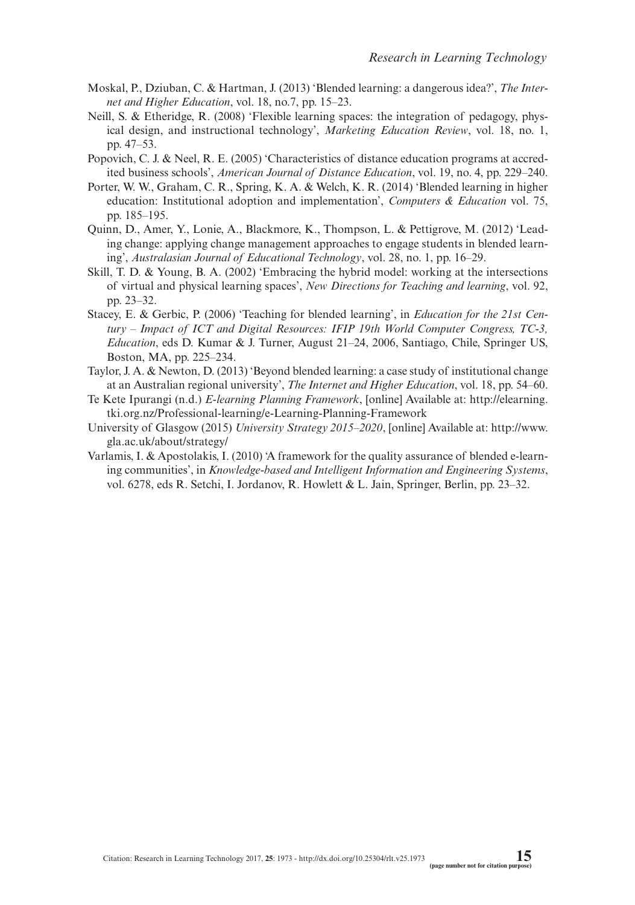Moskal, P., Dziuban, C. & Hartman, J. (2013) 'Blended learning: a dangerous idea?', *The Internet and Higher Education*, vol. 18, no.7, pp. 15–23.

Neill, S. & Etheridge, R. (2008) 'Flexible learning spaces: the integration of pedagogy, physical design, and instructional technology', *Marketing Education Review*, vol. 18, no. 1, pp. 47–53.

Popovich, C. J. & Neel, R. E. (2005) 'Characteristics of distance education programs at accredited business schools', *American Journal of Distance Education*, vol. 19, no. 4, pp. 229–240.

Porter, W. W., Graham, C. R., Spring, K. A. & Welch, K. R. (2014) 'Blended learning in higher education: Institutional adoption and implementation', *Computers & Education* vol. 75, pp. 185–195.

Quinn, D., Amer, Y., Lonie, A., Blackmore, K., Thompson, L. & Pettigrove, M. (2012) 'Leading change: applying change management approaches to engage students in blended learning', *Australasian Journal of Educational Technology*, vol. 28, no. 1, pp. 16–29.

Skill, T. D. & Young, B. A. (2002) 'Embracing the hybrid model: working at the intersections of virtual and physical learning spaces', *New Directions for Teaching and learning*, vol. 92, pp. 23–32.

Stacey, E. & Gerbic, P. (2006) 'Teaching for blended learning', in *Education for the 21st Century – Impact of ICT and Digital Resources: IFIP 19th World Computer Congress, TC-3, Education*, eds D. Kumar & J. Turner, August 21–24, 2006, Santiago, Chile, Springer US, Boston, MA, pp. 225–234.

Taylor, J. A. & Newton, D. (2013) 'Beyond blended learning: a case study of institutional change at an Australian regional university', *The Internet and Higher Education*, vol. 18, pp. 54–60.

Te Kete Ipurangi (n.d.) *E-learning Planning Framework*, [online] Available at: http://elearning.tki.org.nz/Professional-learning/e-Learning-Planning-Framework

University of Glasgow (2015) *University Strategy 2015–2020*, [online] Available at: http://www.gla.ac.uk/about/strategy/

Varlamis, I. & Apostolakis, I. (2010) 'A framework for the quality assurance of blended e-learning communities', in *Knowledge-based and Intelligent Information and Engineering Systems*, vol. 6278, eds R. Setchi, I. Jordanov, R. Howlett & L. Jain, Springer, Berlin, pp. 23–32.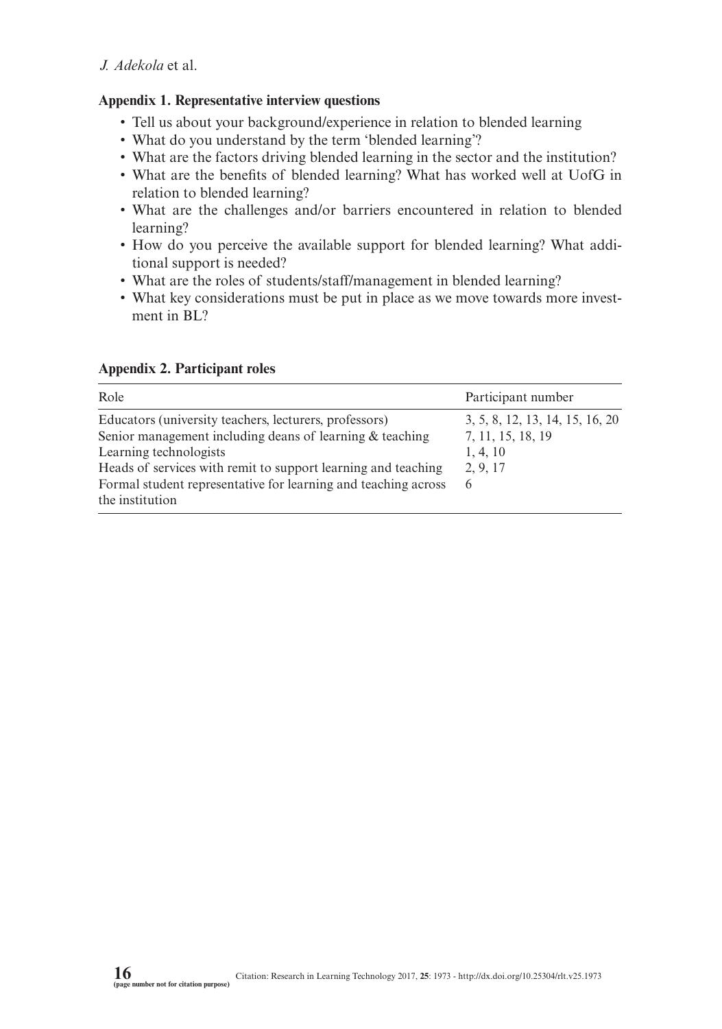## Appendix 1. Representative interview questions

- Tell us about your background/experience in relation to blended learning
- What do you understand by the term 'blended learning'?
- What are the factors driving blended learning in the sector and the institution?
- What are the benefits of blended learning? What has worked well at UofG in relation to blended learning?
- What are the challenges and/or barriers encountered in relation to blended learning?
- How do you perceive the available support for blended learning? What additional support is needed?
- What are the roles of students/staff/management in blended learning?
- What key considerations must be put in place as we move towards more investment in BL?

## Appendix 2. Participant roles

| Role | Participant number |
|---|---|
| Educators (university teachers, lecturers, professors) | 3, 5, 8, 12, 13, 14, 15, 16, 20 |
| Senior management including deans of learning & teaching | 7, 11, 15, 18, 19 |
| Learning technologists | 1, 4, 10 |
| Heads of services with remit to support learning and teaching | 2, 9, 17 |
| Formal student representative for learning and teaching across the institution | 6 |